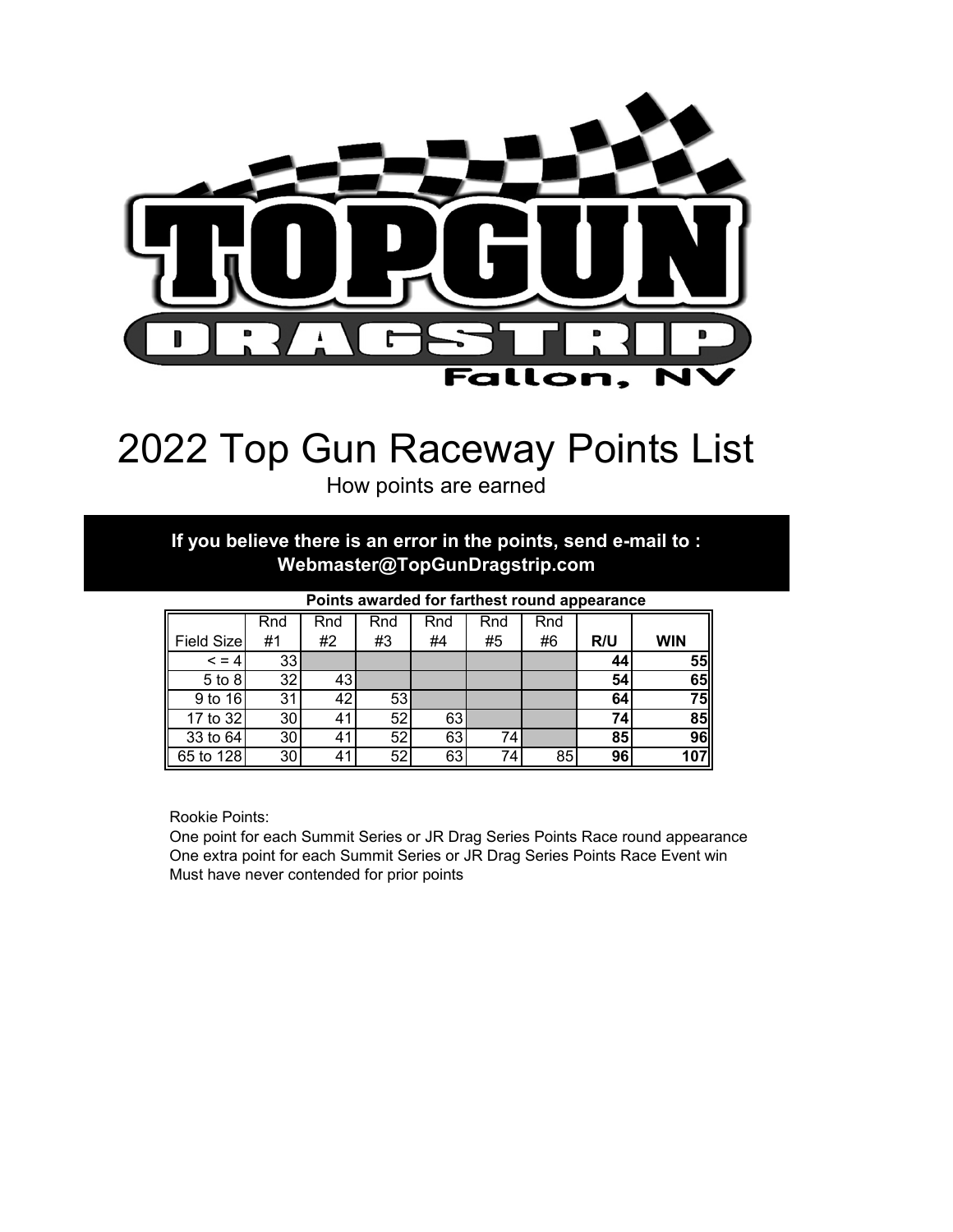# 2022 Top Gun Raceway Points List

How points are earned

**If you believe there is an error in the points, send e-mail to : Webmaster@TopGunDragstrip.com**

**Points awarded for farthest round appearance**

| Field Size | Rnd #1 | Rnd #2 | Rnd #3 | Rnd #4 | Rnd #5 | Rnd #6 | **R/U** | **WIN** |
|---|---|---|---|---|---|---|---|---|
| < = 4 | 33 | | | | | | **44** | **55** |
| 5 to 8 | 32 | 43 | | | | | **54** | **65** |
| 9 to 16 | 31 | 42 | 53 | | | | **64** | **75** |
| 17 to 32 | 30 | 41 | 52 | 63 | | | **74** | **85** |
| 33 to 64 | 30 | 41 | 52 | 63 | 74 | | **85** | **96** |
| 65 to 128 | 30 | 41 | 52 | 63 | 74 | 85 | **96** | **107** |

Rookie Points:
One point for each Summit Series or JR Drag Series Points Race round appearance
One extra point for each Summit Series or JR Drag Series Points Race Event win
Must have never contended for prior points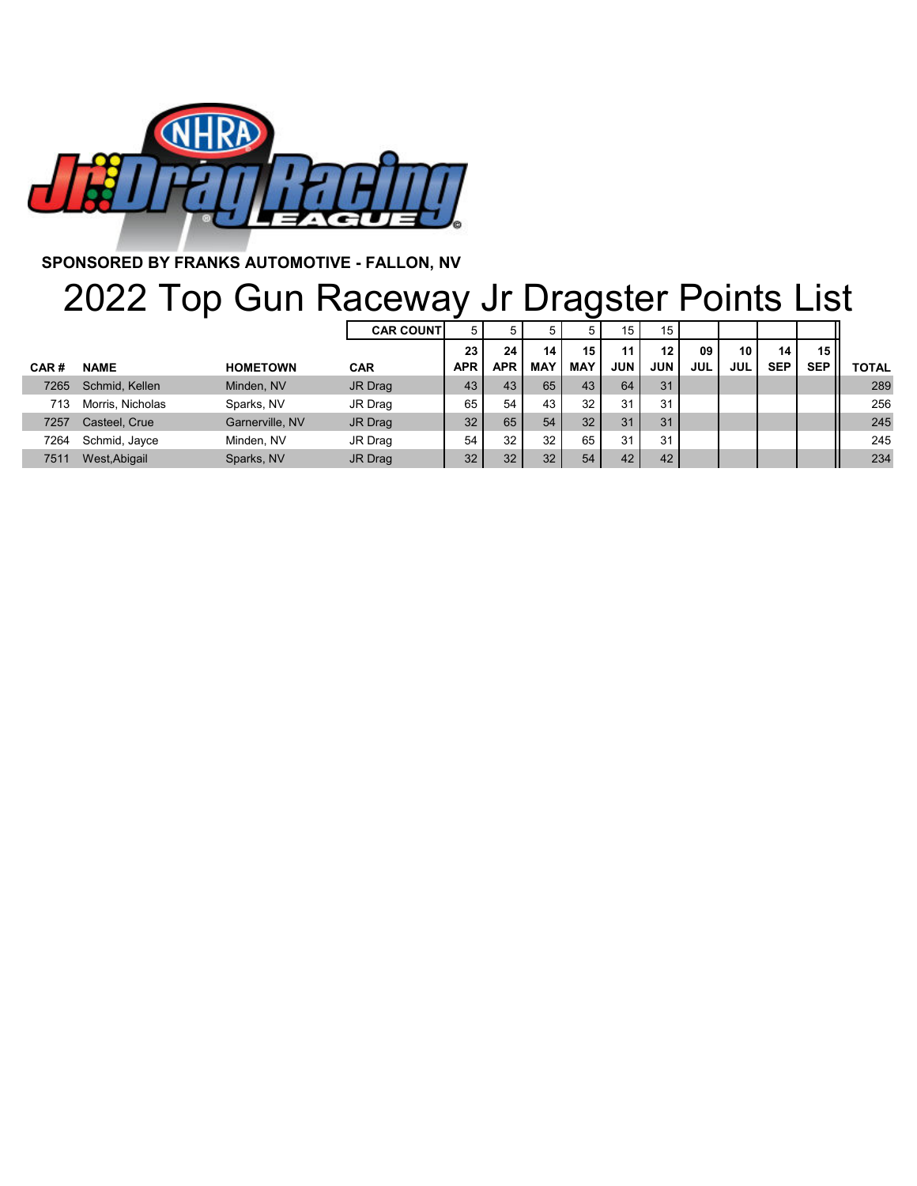SPONSORED BY FRANKS AUTOMOTIVE - FALLON, NV

# 2022 Top Gun Raceway Jr Dragster Points List

| | | | CAR COUNT | 5 | 5 | 5 | 5 | 15 | 15 | | | | | |
|---|---|---|---|---|---|---|---|---|---|---|---|---|---|---|
| CAR # | NAME | HOMETOWN | CAR | 23 APR | 24 APR | 14 MAY | 15 MAY | 11 JUN | 12 JUN | 09 JUL | 10 JUL | 14 SEP | 15 SEP | TOTAL |
| 7265 | Schmid, Kellen | Minden, NV | JR Drag | 43 | 43 | 65 | 43 | 64 | 31 | | | | | 289 |
| 713 | Morris, Nicholas | Sparks, NV | JR Drag | 65 | 54 | 43 | 32 | 31 | 31 | | | | | 256 |
| 7257 | Casteel, Crue | Garnerville, NV | JR Drag | 32 | 65 | 54 | 32 | 31 | 31 | | | | | 245 |
| 7264 | Schmid, Jayce | Minden, NV | JR Drag | 54 | 32 | 32 | 65 | 31 | 31 | | | | | 245 |
| 7511 | West,Abigail | Sparks, NV | JR Drag | 32 | 32 | 32 | 54 | 42 | 42 | | | | | 234 |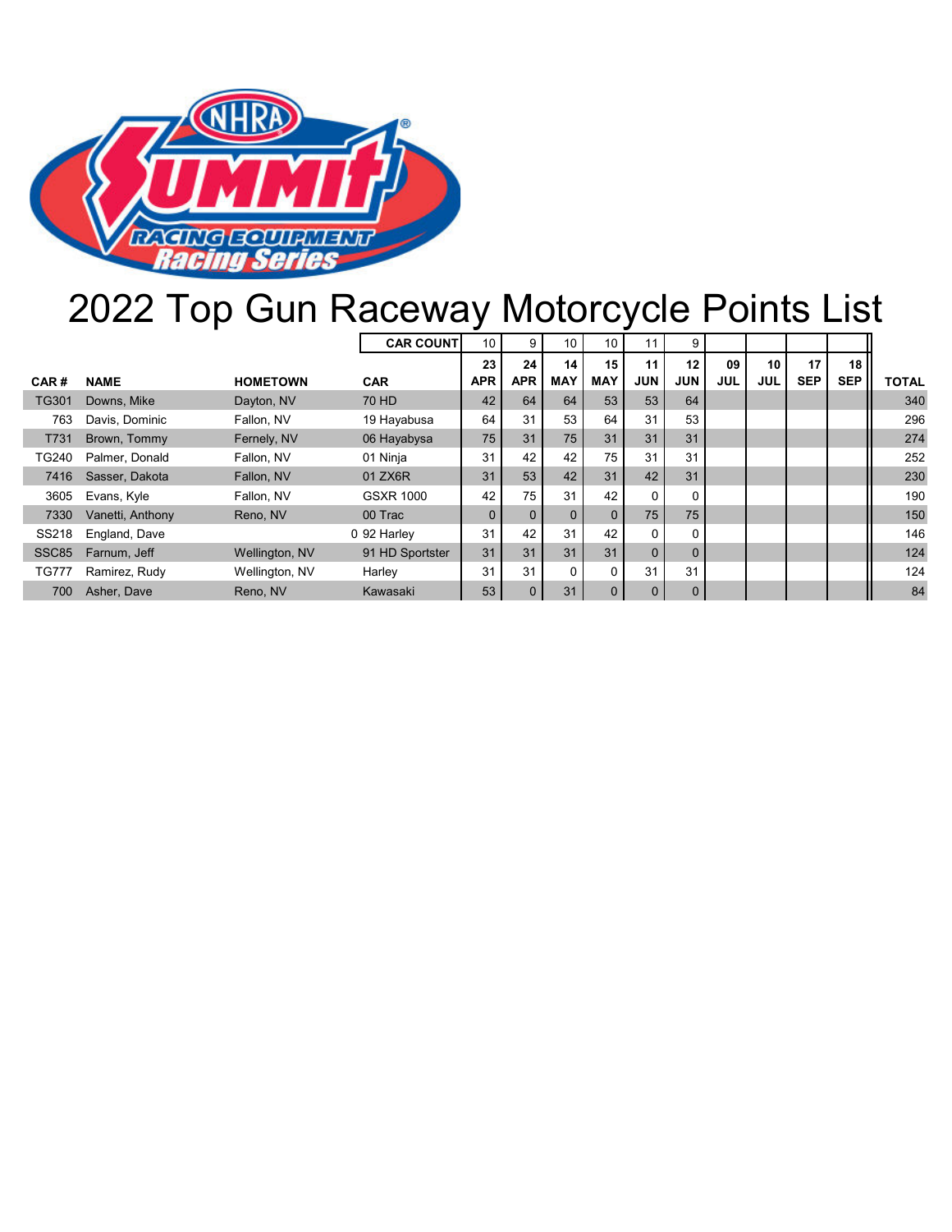# 2022 Top Gun Raceway Motorcycle Points List

| CAR # | NAME | HOMETOWN | CAR | 23 APR | 24 APR | 14 MAY | 15 MAY | 11 JUN | 12 JUN | 09 JUL | 10 JUL | 17 SEP | 18 SEP | TOTAL |
|---|---|---|---|---|---|---|---|---|---|---|---|---|---|---|
| | | | CAR COUNT | 10 | 9 | 10 | 10 | 11 | 9 | | | | | |
| TG301 | Downs, Mike | Dayton, NV | 70 HD | 42 | 64 | 64 | 53 | 53 | 64 | | | | | 340 |
| 763 | Davis, Dominic | Fallon, NV | 19 Hayabusa | 64 | 31 | 53 | 64 | 31 | 53 | | | | | 296 |
| T731 | Brown, Tommy | Fernely, NV | 06 Hayabysa | 75 | 31 | 75 | 31 | 31 | 31 | | | | | 274 |
| TG240 | Palmer, Donald | Fallon, NV | 01 Ninja | 31 | 42 | 42 | 75 | 31 | 31 | | | | | 252 |
| 7416 | Sasser, Dakota | Fallon, NV | 01 ZX6R | 31 | 53 | 42 | 31 | 42 | 31 | | | | | 230 |
| 3605 | Evans, Kyle | Fallon, NV | GSXR 1000 | 42 | 75 | 31 | 42 | 0 | 0 | | | | | 190 |
| 7330 | Vanetti, Anthony | Reno, NV | 00 Trac | 0 | 0 | 0 | 0 | 75 | 75 | | | | | 150 |
| SS218 | England, Dave | | 0 92 Harley | 31 | 42 | 31 | 42 | 0 | 0 | | | | | 146 |
| SSC85 | Farnum, Jeff | Wellington, NV | 91 HD Sportster | 31 | 31 | 31 | 31 | 0 | 0 | | | | | 124 |
| TG777 | Ramirez, Rudy | Wellington, NV | Harley | 31 | 31 | 0 | 0 | 31 | 31 | | | | | 124 |
| 700 | Asher, Dave | Reno, NV | Kawasaki | 53 | 0 | 31 | 0 | 0 | 0 | | | | | 84 |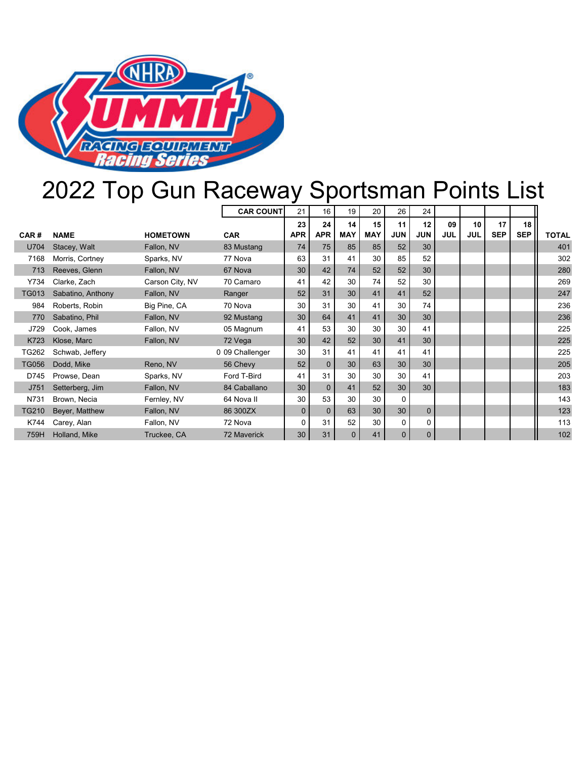# 2022 Top Gun Raceway Sportsman Points List

| CAR # | NAME | HOMETOWN | CAR | 23 APR | 24 APR | 14 MAY | 15 MAY | 11 JUN | 12 JUN | 09 JUL | 10 JUL | 17 SEP | 18 SEP | TOTAL |
|---|---|---|---|---|---|---|---|---|---|---|---|---|---|---|
| | | | CAR COUNT | 21 | 16 | 19 | 20 | 26 | 24 | | | | | |
| U704 | Stacey, Walt | Fallon, NV | 83 Mustang | 74 | 75 | 85 | 85 | 52 | 30 | | | | | 401 |
| 7168 | Morris, Cortney | Sparks, NV | 77 Nova | 63 | 31 | 41 | 30 | 85 | 52 | | | | | 302 |
| 713 | Reeves, Glenn | Fallon, NV | 67 Nova | 30 | 42 | 74 | 52 | 52 | 30 | | | | | 280 |
| Y734 | Clarke, Zach | Carson City, NV | 70 Camaro | 41 | 42 | 30 | 74 | 52 | 30 | | | | | 269 |
| TG013 | Sabatino, Anthony | Fallon, NV | Ranger | 52 | 31 | 30 | 41 | 41 | 52 | | | | | 247 |
| 984 | Roberts, Robin | Big Pine, CA | 70 Nova | 30 | 31 | 30 | 41 | 30 | 74 | | | | | 236 |
| 770 | Sabatino, Phil | Fallon, NV | 92 Mustang | 30 | 64 | 41 | 41 | 30 | 30 | | | | | 236 |
| J729 | Cook, James | Fallon, NV | 05 Magnum | 41 | 53 | 30 | 30 | 30 | 41 | | | | | 225 |
| K723 | Klose, Marc | Fallon, NV | 72 Vega | 30 | 42 | 52 | 30 | 41 | 30 | | | | | 225 |
| TG262 | Schwab, Jeffery | 0 | 09 Challenger | 30 | 31 | 41 | 41 | 41 | 41 | | | | | 225 |
| TG056 | Dodd, Mike | Reno, NV | 56 Chevy | 52 | 0 | 30 | 63 | 30 | 30 | | | | | 205 |
| D745 | Prowse, Dean | Sparks, NV | Ford T-Bird | 41 | 31 | 30 | 30 | 30 | 41 | | | | | 203 |
| J751 | Setterberg, Jim | Fallon, NV | 84 Caballano | 30 | 0 | 41 | 52 | 30 | 30 | | | | | 183 |
| N731 | Brown, Necia | Fernley, NV | 64 Nova II | 30 | 53 | 30 | 30 | 0 | | | | | | 143 |
| TG210 | Beyer, Matthew | Fallon, NV | 86 300ZX | 0 | 0 | 63 | 30 | 30 | 0 | | | | | 123 |
| K744 | Carey, Alan | Fallon, NV | 72 Nova | 0 | 31 | 52 | 30 | 0 | 0 | | | | | 113 |
| 759H | Holland, Mike | Truckee, CA | 72 Maverick | 30 | 31 | 0 | 41 | 0 | 0 | | | | | 102 |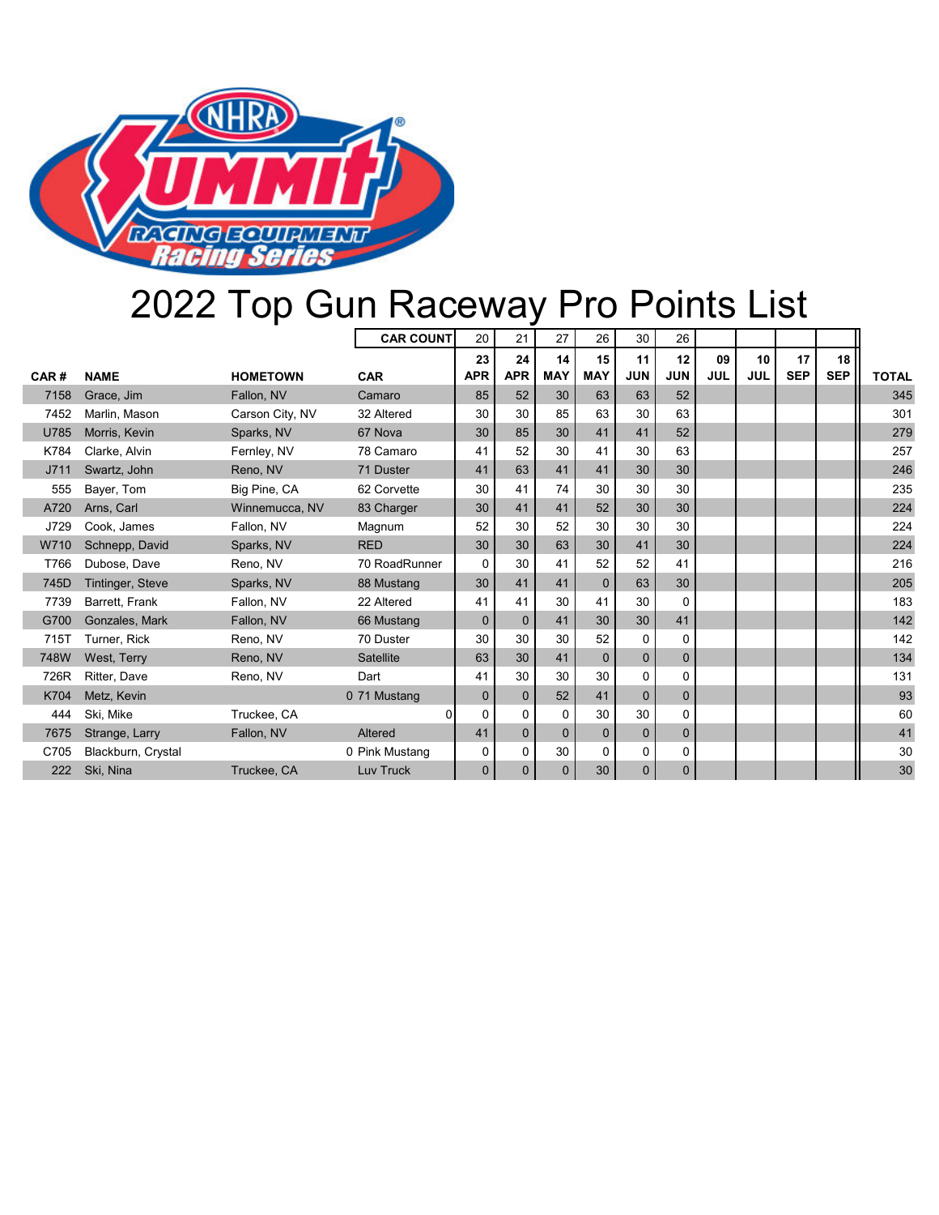# 2022 Top Gun Raceway Pro Points List

| CAR # | NAME | HOMETOWN | CAR | 23 APR | 24 APR | 14 MAY | 15 MAY | 11 JUN | 12 JUN | 09 JUL | 10 JUL | 17 SEP | 18 SEP | TOTAL |
|---|---|---|---|---|---|---|---|---|---|---|---|---|---|---|
| | | | CAR COUNT | 20 | 21 | 27 | 26 | 30 | 26 | | | | | |
| 7158 | Grace, Jim | Fallon, NV | Camaro | 85 | 52 | 30 | 63 | 63 | 52 | | | | | 345 |
| 7452 | Marlin, Mason | Carson City, NV | 32 Altered | 30 | 30 | 85 | 63 | 30 | 63 | | | | | 301 |
| U785 | Morris, Kevin | Sparks, NV | 67 Nova | 30 | 85 | 30 | 41 | 41 | 52 | | | | | 279 |
| K784 | Clarke, Alvin | Fernley, NV | 78 Camaro | 41 | 52 | 30 | 41 | 30 | 63 | | | | | 257 |
| J711 | Swartz, John | Reno, NV | 71 Duster | 41 | 63 | 41 | 41 | 30 | 30 | | | | | 246 |
| 555 | Bayer, Tom | Big Pine, CA | 62 Corvette | 30 | 41 | 74 | 30 | 30 | 30 | | | | | 235 |
| A720 | Arns, Carl | Winnemucca, NV | 83 Charger | 30 | 41 | 41 | 52 | 30 | 30 | | | | | 224 |
| J729 | Cook, James | Fallon, NV | Magnum | 52 | 30 | 52 | 30 | 30 | 30 | | | | | 224 |
| W710 | Schnepp, David | Sparks, NV | RED | 30 | 30 | 63 | 30 | 41 | 30 | | | | | 224 |
| T766 | Dubose, Dave | Reno, NV | 70 RoadRunner | 0 | 30 | 41 | 52 | 52 | 41 | | | | | 216 |
| 745D | Tintinger, Steve | Sparks, NV | 88 Mustang | 30 | 41 | 41 | 0 | 63 | 30 | | | | | 205 |
| 7739 | Barrett, Frank | Fallon, NV | 22 Altered | 41 | 41 | 30 | 41 | 30 | 0 | | | | | 183 |
| G700 | Gonzales, Mark | Fallon, NV | 66 Mustang | 0 | 0 | 41 | 30 | 30 | 41 | | | | | 142 |
| 715T | Turner, Rick | Reno, NV | 70 Duster | 30 | 30 | 30 | 52 | 0 | 0 | | | | | 142 |
| 748W | West, Terry | Reno, NV | Satellite | 63 | 30 | 41 | 0 | 0 | 0 | | | | | 134 |
| 726R | Ritter, Dave | Reno, NV | Dart | 41 | 30 | 30 | 30 | 0 | 0 | | | | | 131 |
| K704 | Metz, Kevin | | 0 71 Mustang | 0 | 0 | 52 | 41 | 0 | 0 | | | | | 93 |
| 444 | Ski, Mike | Truckee, CA | 0 | 0 | 0 | 0 | 30 | 30 | 0 | | | | | 60 |
| 7675 | Strange, Larry | Fallon, NV | Altered | 41 | 0 | 0 | 0 | 0 | 0 | | | | | 41 |
| C705 | Blackburn, Crystal | | 0 Pink Mustang | 0 | 0 | 30 | 0 | 0 | 0 | | | | | 30 |
| 222 | Ski, Nina | Truckee, CA | Luv Truck | 0 | 0 | 0 | 30 | 0 | 0 | | | | | 30 |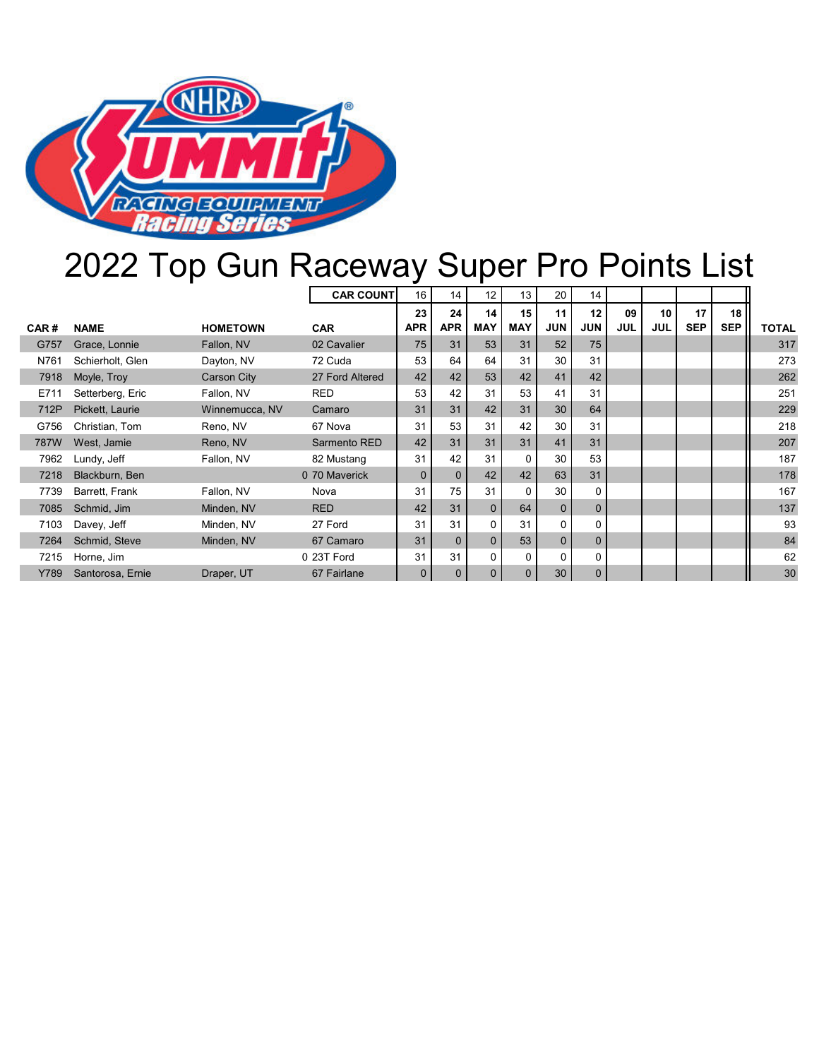# 2022 Top Gun Raceway Super Pro Points List

| CAR # | NAME | HOMETOWN | CAR | 23 APR | 24 APR | 14 MAY | 15 MAY | 11 JUN | 12 JUN | 09 JUL | 10 JUL | 17 SEP | 18 SEP | TOTAL |
|---|---|---|---|---|---|---|---|---|---|---|---|---|---|---|
| | | | CAR COUNT | 16 | 14 | 12 | 13 | 20 | 14 | | | | | |
| G757 | Grace, Lonnie | Fallon, NV | 02 Cavalier | 75 | 31 | 53 | 31 | 52 | 75 | | | | | 317 |
| N761 | Schierholt, Glen | Dayton, NV | 72 Cuda | 53 | 64 | 64 | 31 | 30 | 31 | | | | | 273 |
| 7918 | Moyle, Troy | Carson City | 27 Ford Altered | 42 | 42 | 53 | 42 | 41 | 42 | | | | | 262 |
| E711 | Setterberg, Eric | Fallon, NV | RED | 53 | 42 | 31 | 53 | 41 | 31 | | | | | 251 |
| 712P | Pickett, Laurie | Winnemucca, NV | Camaro | 31 | 31 | 42 | 31 | 30 | 64 | | | | | 229 |
| G756 | Christian, Tom | Reno, NV | 67 Nova | 31 | 53 | 31 | 42 | 30 | 31 | | | | | 218 |
| 787W | West, Jamie | Reno, NV | Sarmento RED | 42 | 31 | 31 | 31 | 41 | 31 | | | | | 207 |
| 7962 | Lundy, Jeff | Fallon, NV | 82 Mustang | 31 | 42 | 31 | 0 | 30 | 53 | | | | | 187 |
| 7218 | Blackburn, Ben | | 0 70 Maverick | 0 | 0 | 42 | 42 | 63 | 31 | | | | | 178 |
| 7739 | Barrett, Frank | Fallon, NV | Nova | 31 | 75 | 31 | 0 | 30 | 0 | | | | | 167 |
| 7085 | Schmid, Jim | Minden, NV | RED | 42 | 31 | 0 | 64 | 0 | 0 | | | | | 137 |
| 7103 | Davey, Jeff | Minden, NV | 27 Ford | 31 | 31 | 0 | 31 | 0 | 0 | | | | | 93 |
| 7264 | Schmid, Steve | Minden, NV | 67 Camaro | 31 | 0 | 0 | 53 | 0 | 0 | | | | | 84 |
| 7215 | Horne, Jim | | 0 23T Ford | 31 | 31 | 0 | 0 | 0 | 0 | | | | | 62 |
| Y789 | Santorosa, Ernie | Draper, UT | 67 Fairlane | 0 | 0 | 0 | 0 | 30 | 0 | | | | | 30 |